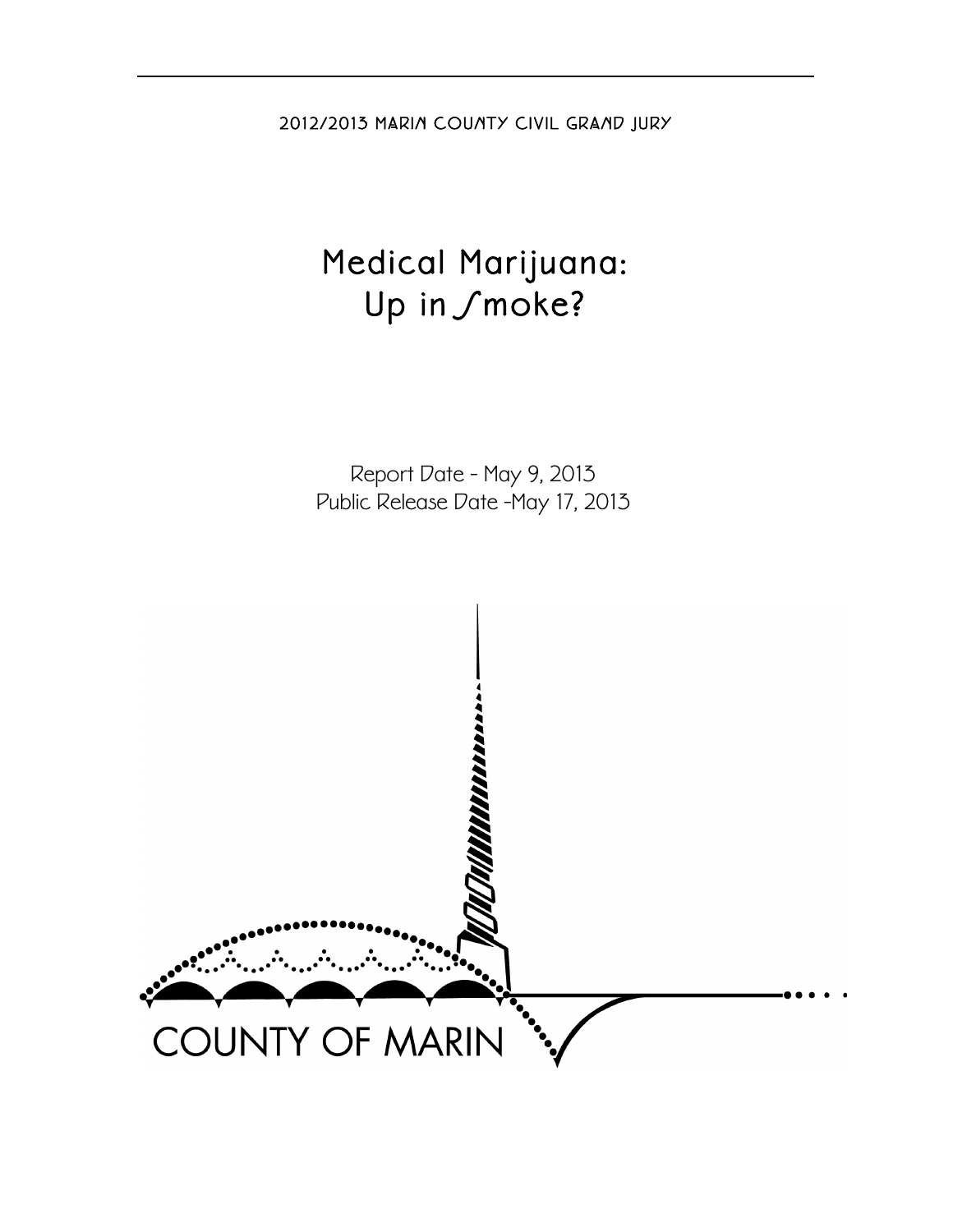2012/2013 MARIN COUNTY CIVIL GRAND JURY

# Medical Marijuana: Up in Smoke?

Report Date - May 9, 2013
Public Release Date -May 17, 2013

COUNTY OF MARIN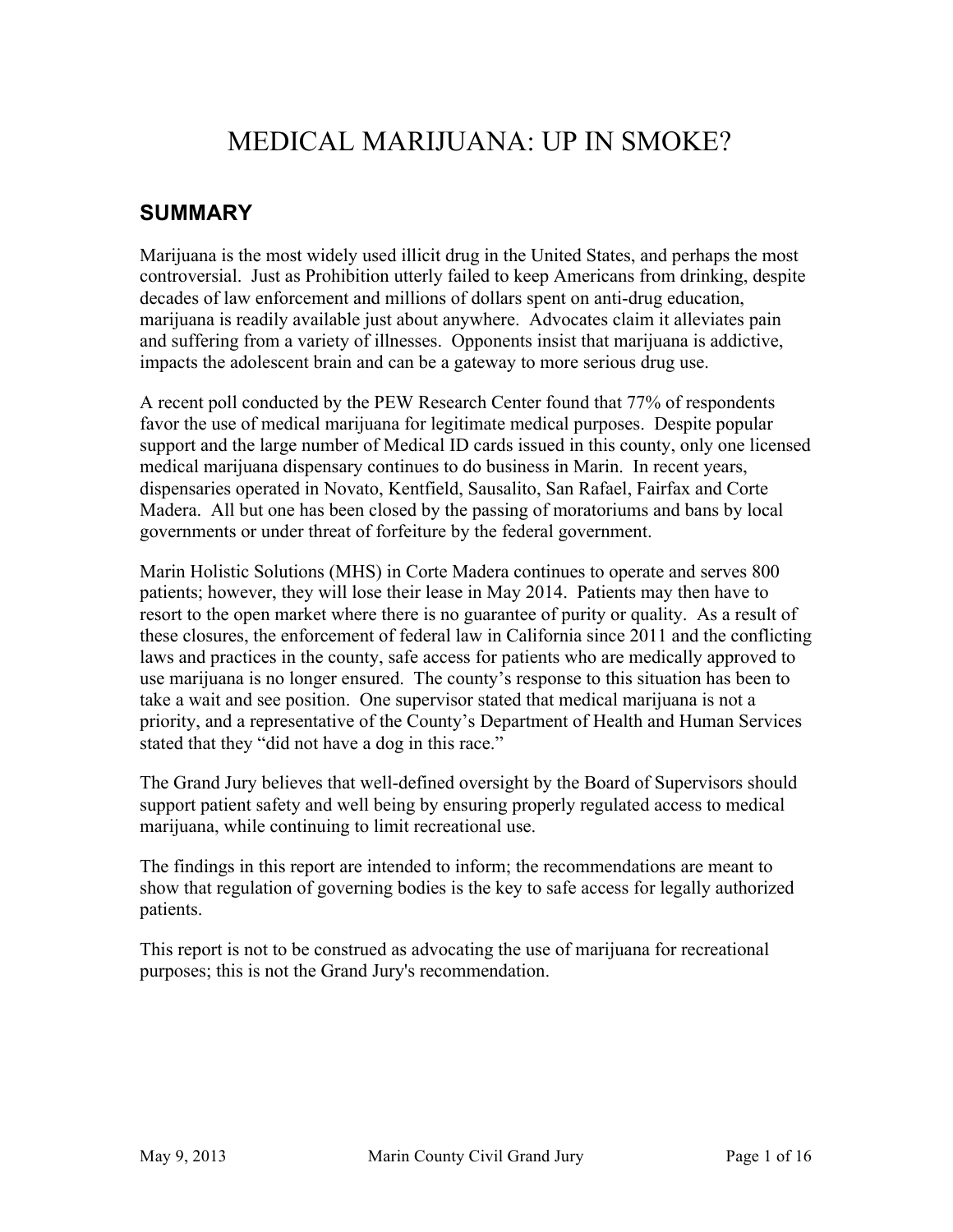# MEDICAL MARIJUANA: UP IN SMOKE?

## SUMMARY

Marijuana is the most widely used illicit drug in the United States, and perhaps the most controversial. Just as Prohibition utterly failed to keep Americans from drinking, despite decades of law enforcement and millions of dollars spent on anti-drug education, marijuana is readily available just about anywhere. Advocates claim it alleviates pain and suffering from a variety of illnesses. Opponents insist that marijuana is addictive, impacts the adolescent brain and can be a gateway to more serious drug use.

A recent poll conducted by the PEW Research Center found that 77% of respondents favor the use of medical marijuana for legitimate medical purposes. Despite popular support and the large number of Medical ID cards issued in this county, only one licensed medical marijuana dispensary continues to do business in Marin. In recent years, dispensaries operated in Novato, Kentfield, Sausalito, San Rafael, Fairfax and Corte Madera. All but one has been closed by the passing of moratoriums and bans by local governments or under threat of forfeiture by the federal government.

Marin Holistic Solutions (MHS) in Corte Madera continues to operate and serves 800 patients; however, they will lose their lease in May 2014. Patients may then have to resort to the open market where there is no guarantee of purity or quality. As a result of these closures, the enforcement of federal law in California since 2011 and the conflicting laws and practices in the county, safe access for patients who are medically approved to use marijuana is no longer ensured. The county's response to this situation has been to take a wait and see position. One supervisor stated that medical marijuana is not a priority, and a representative of the County's Department of Health and Human Services stated that they "did not have a dog in this race."

The Grand Jury believes that well-defined oversight by the Board of Supervisors should support patient safety and well being by ensuring properly regulated access to medical marijuana, while continuing to limit recreational use.

The findings in this report are intended to inform; the recommendations are meant to show that regulation of governing bodies is the key to safe access for legally authorized patients.

This report is not to be construed as advocating the use of marijuana for recreational purposes; this is not the Grand Jury's recommendation.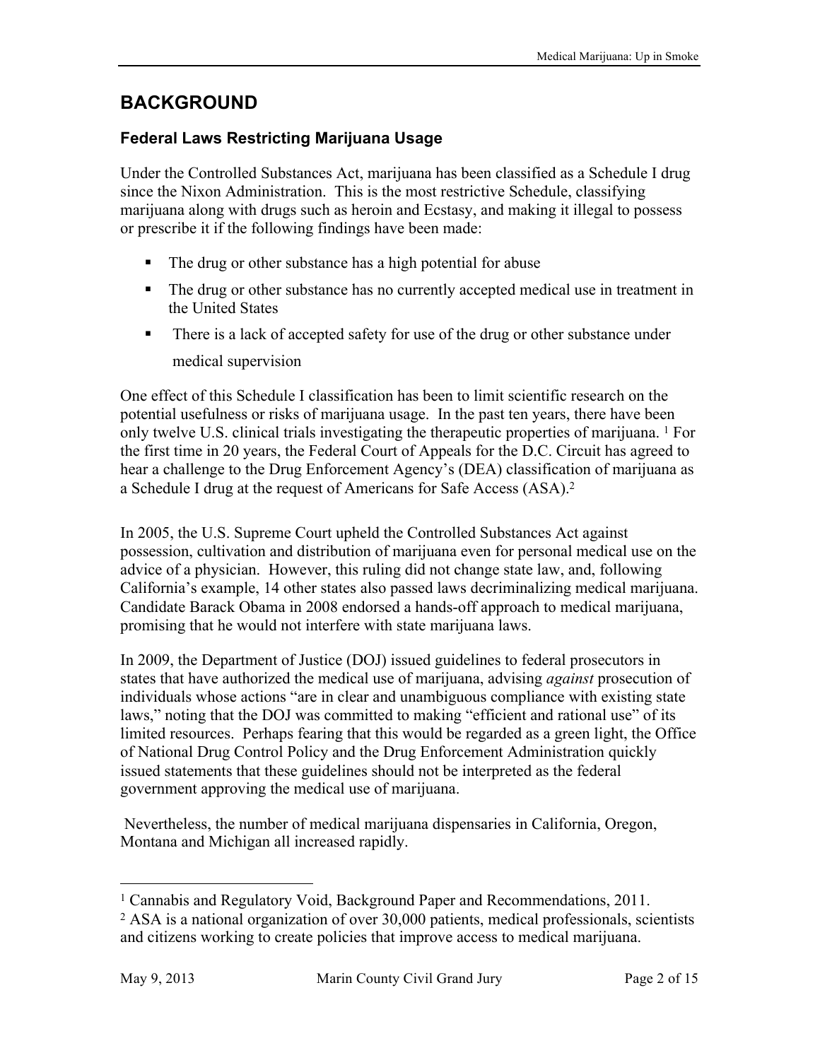# BACKGROUND

## Federal Laws Restricting Marijuana Usage

Under the Controlled Substances Act, marijuana has been classified as a Schedule I drug since the Nixon Administration. This is the most restrictive Schedule, classifying marijuana along with drugs such as heroin and Ecstasy, and making it illegal to possess or prescribe it if the following findings have been made:

- The drug or other substance has a high potential for abuse
- The drug or other substance has no currently accepted medical use in treatment in the United States
- There is a lack of accepted safety for use of the drug or other substance under medical supervision

One effect of this Schedule I classification has been to limit scientific research on the potential usefulness or risks of marijuana usage. In the past ten years, there have been only twelve U.S. clinical trials investigating the therapeutic properties of marijuana. [1] For the first time in 20 years, the Federal Court of Appeals for the D.C. Circuit has agreed to hear a challenge to the Drug Enforcement Agency's (DEA) classification of marijuana as a Schedule I drug at the request of Americans for Safe Access (ASA).[2]

In 2005, the U.S. Supreme Court upheld the Controlled Substances Act against possession, cultivation and distribution of marijuana even for personal medical use on the advice of a physician. However, this ruling did not change state law, and, following California's example, 14 other states also passed laws decriminalizing medical marijuana. Candidate Barack Obama in 2008 endorsed a hands-off approach to medical marijuana, promising that he would not interfere with state marijuana laws.

In 2009, the Department of Justice (DOJ) issued guidelines to federal prosecutors in states that have authorized the medical use of marijuana, advising *against* prosecution of individuals whose actions "are in clear and unambiguous compliance with existing state laws," noting that the DOJ was committed to making "efficient and rational use" of its limited resources. Perhaps fearing that this would be regarded as a green light, the Office of National Drug Control Policy and the Drug Enforcement Administration quickly issued statements that these guidelines should not be interpreted as the federal government approving the medical use of marijuana.

Nevertheless, the number of medical marijuana dispensaries in California, Oregon, Montana and Michigan all increased rapidly.

---

[1] Cannabis and Regulatory Void, Background Paper and Recommendations, 2011.

[2] ASA is a national organization of over 30,000 patients, medical professionals, scientists and citizens working to create policies that improve access to medical marijuana.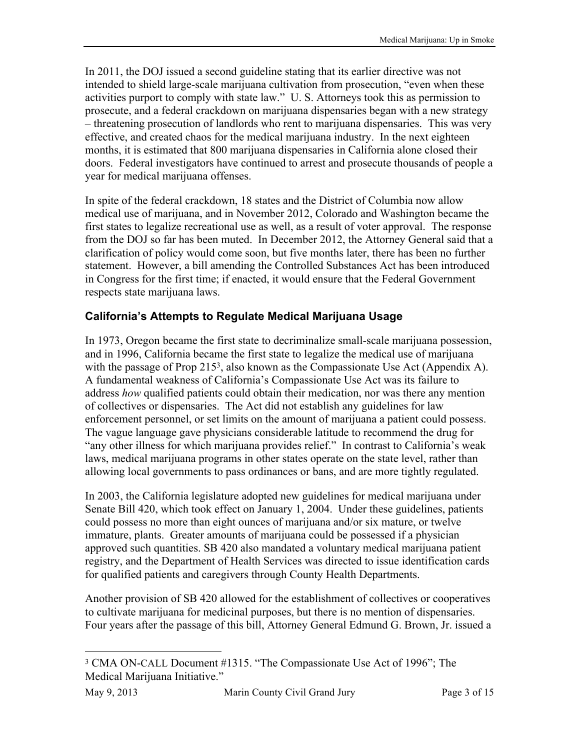In 2011, the DOJ issued a second guideline stating that its earlier directive was not intended to shield large-scale marijuana cultivation from prosecution, "even when these activities purport to comply with state law." U. S. Attorneys took this as permission to prosecute, and a federal crackdown on marijuana dispensaries began with a new strategy – threatening prosecution of landlords who rent to marijuana dispensaries. This was very effective, and created chaos for the medical marijuana industry. In the next eighteen months, it is estimated that 800 marijuana dispensaries in California alone closed their doors. Federal investigators have continued to arrest and prosecute thousands of people a year for medical marijuana offenses.

In spite of the federal crackdown, 18 states and the District of Columbia now allow medical use of marijuana, and in November 2012, Colorado and Washington became the first states to legalize recreational use as well, as a result of voter approval. The response from the DOJ so far has been muted. In December 2012, the Attorney General said that a clarification of policy would come soon, but five months later, there has been no further statement. However, a bill amending the Controlled Substances Act has been introduced in Congress for the first time; if enacted, it would ensure that the Federal Government respects state marijuana laws.

### California's Attempts to Regulate Medical Marijuana Usage

In 1973, Oregon became the first state to decriminalize small-scale marijuana possession, and in 1996, California became the first state to legalize the medical use of marijuana with the passage of Prop 215[3], also known as the Compassionate Use Act (Appendix A). A fundamental weakness of California's Compassionate Use Act was its failure to address *how* qualified patients could obtain their medication, nor was there any mention of collectives or dispensaries. The Act did not establish any guidelines for law enforcement personnel, or set limits on the amount of marijuana a patient could possess. The vague language gave physicians considerable latitude to recommend the drug for "any other illness for which marijuana provides relief." In contrast to California's weak laws, medical marijuana programs in other states operate on the state level, rather than allowing local governments to pass ordinances or bans, and are more tightly regulated.

In 2003, the California legislature adopted new guidelines for medical marijuana under Senate Bill 420, which took effect on January 1, 2004. Under these guidelines, patients could possess no more than eight ounces of marijuana and/or six mature, or twelve immature, plants. Greater amounts of marijuana could be possessed if a physician approved such quantities. SB 420 also mandated a voluntary medical marijuana patient registry, and the Department of Health Services was directed to issue identification cards for qualified patients and caregivers through County Health Departments.

Another provision of SB 420 allowed for the establishment of collectives or cooperatives to cultivate marijuana for medicinal purposes, but there is no mention of dispensaries. Four years after the passage of this bill, Attorney General Edmund G. Brown, Jr. issued a

[3] CMA ON-CALL Document #1315. "The Compassionate Use Act of 1996"; The Medical Marijuana Initiative."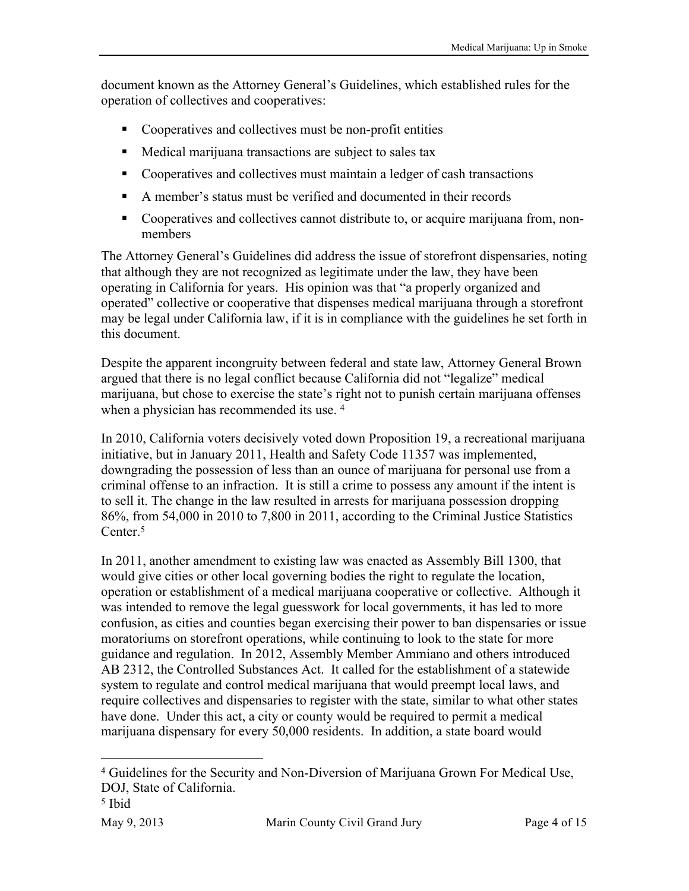document known as the Attorney General's Guidelines, which established rules for the operation of collectives and cooperatives:

- Cooperatives and collectives must be non-profit entities
- Medical marijuana transactions are subject to sales tax
- Cooperatives and collectives must maintain a ledger of cash transactions
- A member's status must be verified and documented in their records
- Cooperatives and collectives cannot distribute to, or acquire marijuana from, non-members

The Attorney General's Guidelines did address the issue of storefront dispensaries, noting that although they are not recognized as legitimate under the law, they have been operating in California for years. His opinion was that "a properly organized and operated" collective or cooperative that dispenses medical marijuana through a storefront may be legal under California law, if it is in compliance with the guidelines he set forth in this document.

Despite the apparent incongruity between federal and state law, Attorney General Brown argued that there is no legal conflict because California did not "legalize" medical marijuana, but chose to exercise the state's right not to punish certain marijuana offenses when a physician has recommended its use. [4]

In 2010, California voters decisively voted down Proposition 19, a recreational marijuana initiative, but in January 2011, Health and Safety Code 11357 was implemented, downgrading the possession of less than an ounce of marijuana for personal use from a criminal offense to an infraction. It is still a crime to possess any amount if the intent is to sell it. The change in the law resulted in arrests for marijuana possession dropping 86%, from 54,000 in 2010 to 7,800 in 2011, according to the Criminal Justice Statistics Center.[5]

In 2011, another amendment to existing law was enacted as Assembly Bill 1300, that would give cities or other local governing bodies the right to regulate the location, operation or establishment of a medical marijuana cooperative or collective. Although it was intended to remove the legal guesswork for local governments, it has led to more confusion, as cities and counties began exercising their power to ban dispensaries or issue moratoriums on storefront operations, while continuing to look to the state for more guidance and regulation. In 2012, Assembly Member Ammiano and others introduced AB 2312, the Controlled Substances Act. It called for the establishment of a statewide system to regulate and control medical marijuana that would preempt local laws, and require collectives and dispensaries to register with the state, similar to what other states have done. Under this act, a city or county would be required to permit a medical marijuana dispensary for every 50,000 residents. In addition, a state board would

[4] Guidelines for the Security and Non-Diversion of Marijuana Grown For Medical Use, DOJ, State of California.

[5] Ibid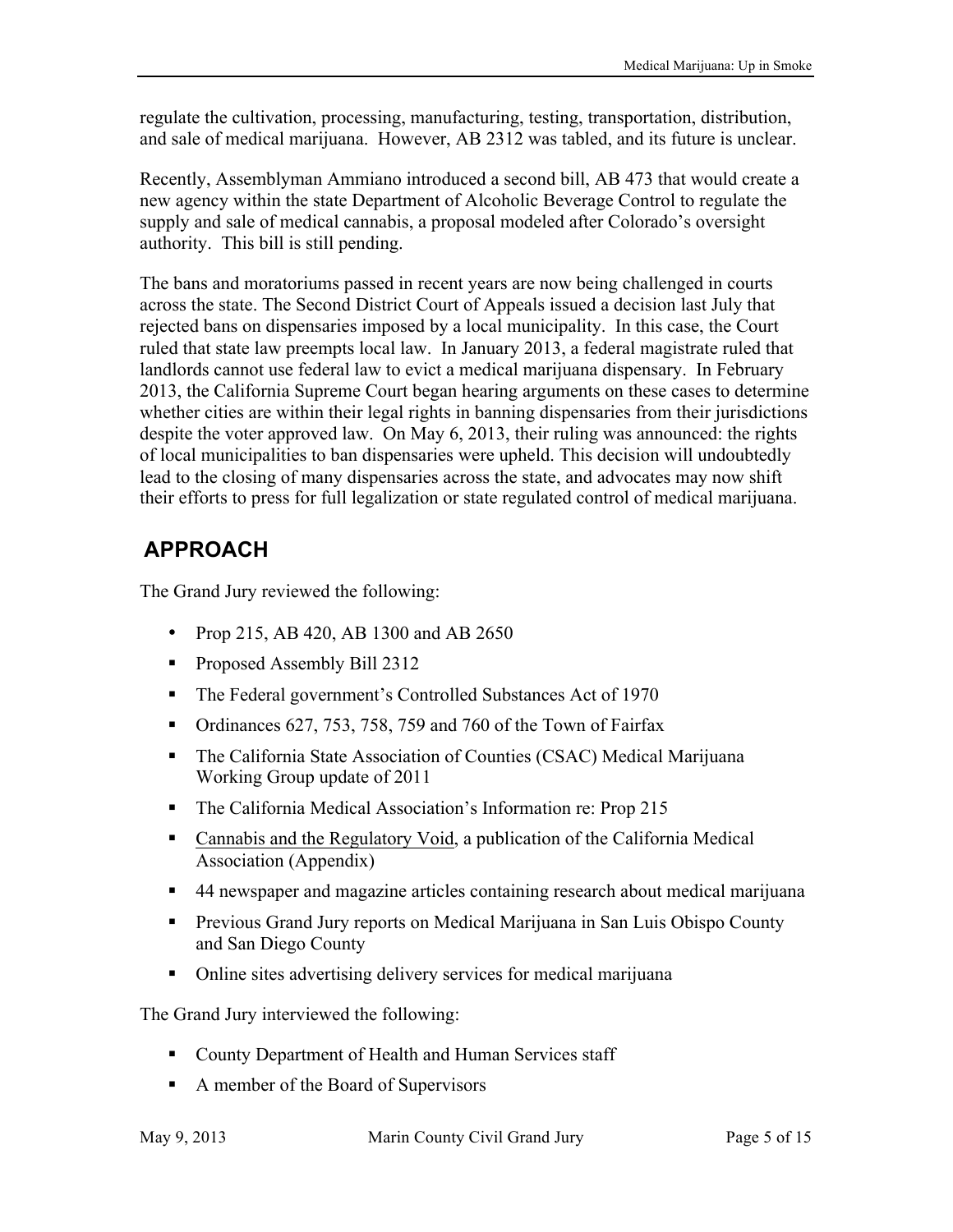regulate the cultivation, processing, manufacturing, testing, transportation, distribution, and sale of medical marijuana. However, AB 2312 was tabled, and its future is unclear.

Recently, Assemblyman Ammiano introduced a second bill, AB 473 that would create a new agency within the state Department of Alcoholic Beverage Control to regulate the supply and sale of medical cannabis, a proposal modeled after Colorado's oversight authority. This bill is still pending.

The bans and moratoriums passed in recent years are now being challenged in courts across the state. The Second District Court of Appeals issued a decision last July that rejected bans on dispensaries imposed by a local municipality. In this case, the Court ruled that state law preempts local law. In January 2013, a federal magistrate ruled that landlords cannot use federal law to evict a medical marijuana dispensary. In February 2013, the California Supreme Court began hearing arguments on these cases to determine whether cities are within their legal rights in banning dispensaries from their jurisdictions despite the voter approved law. On May 6, 2013, their ruling was announced: the rights of local municipalities to ban dispensaries were upheld. This decision will undoubtedly lead to the closing of many dispensaries across the state, and advocates may now shift their efforts to press for full legalization or state regulated control of medical marijuana.

## APPROACH

The Grand Jury reviewed the following:

- Prop 215, AB 420, AB 1300 and AB 2650
- Proposed Assembly Bill 2312
- The Federal government's Controlled Substances Act of 1970
- Ordinances 627, 753, 758, 759 and 760 of the Town of Fairfax
- The California State Association of Counties (CSAC) Medical Marijuana Working Group update of 2011
- The California Medical Association's Information re: Prop 215
- Cannabis and the Regulatory Void, a publication of the California Medical Association (Appendix)
- 44 newspaper and magazine articles containing research about medical marijuana
- Previous Grand Jury reports on Medical Marijuana in San Luis Obispo County and San Diego County
- Online sites advertising delivery services for medical marijuana

The Grand Jury interviewed the following:

- County Department of Health and Human Services staff
- A member of the Board of Supervisors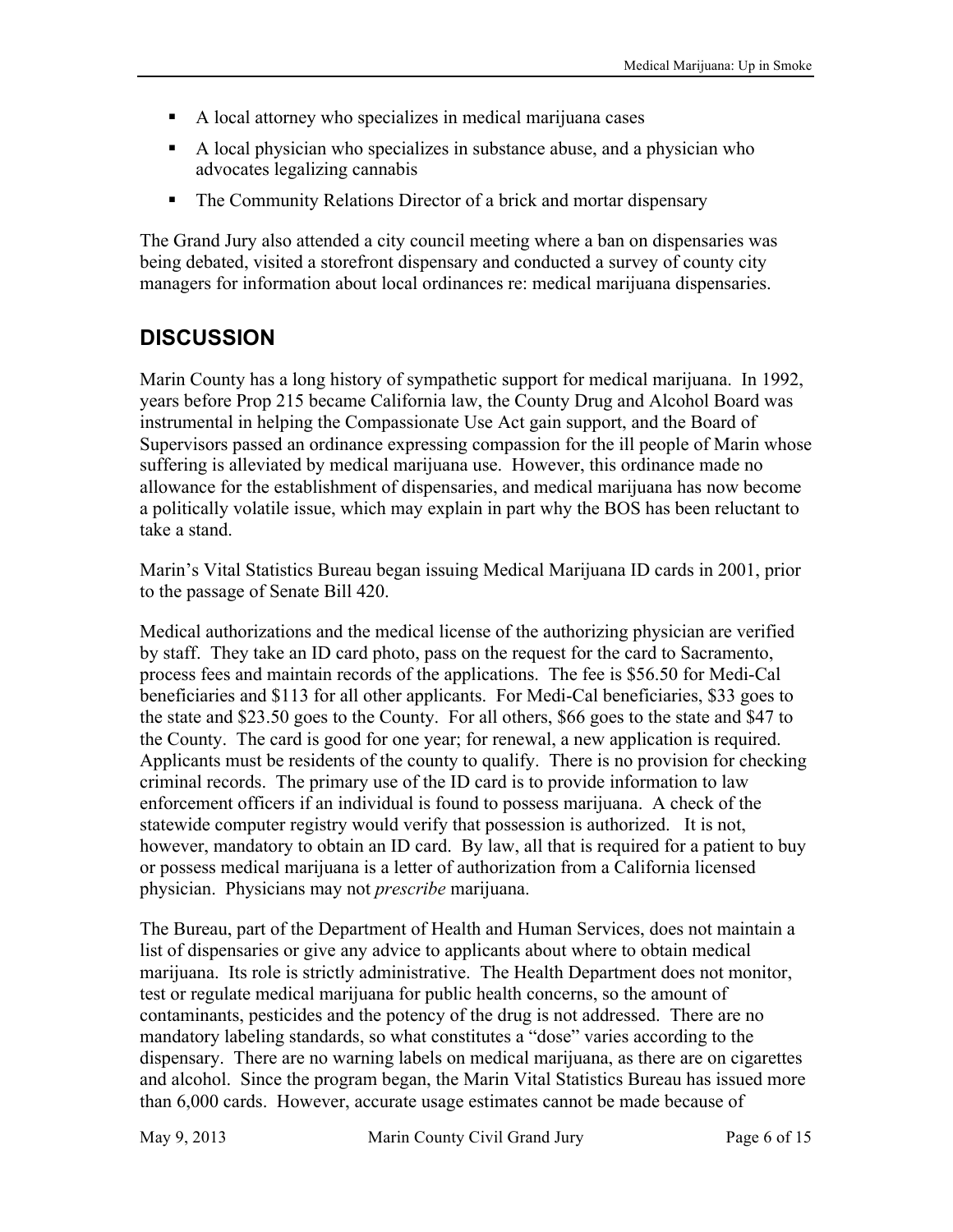- A local attorney who specializes in medical marijuana cases
- A local physician who specializes in substance abuse, and a physician who advocates legalizing cannabis
- The Community Relations Director of a brick and mortar dispensary

The Grand Jury also attended a city council meeting where a ban on dispensaries was being debated, visited a storefront dispensary and conducted a survey of county city managers for information about local ordinances re: medical marijuana dispensaries.

## DISCUSSION

Marin County has a long history of sympathetic support for medical marijuana. In 1992, years before Prop 215 became California law, the County Drug and Alcohol Board was instrumental in helping the Compassionate Use Act gain support, and the Board of Supervisors passed an ordinance expressing compassion for the ill people of Marin whose suffering is alleviated by medical marijuana use. However, this ordinance made no allowance for the establishment of dispensaries, and medical marijuana has now become a politically volatile issue, which may explain in part why the BOS has been reluctant to take a stand.

Marin's Vital Statistics Bureau began issuing Medical Marijuana ID cards in 2001, prior to the passage of Senate Bill 420.

Medical authorizations and the medical license of the authorizing physician are verified by staff. They take an ID card photo, pass on the request for the card to Sacramento, process fees and maintain records of the applications. The fee is $56.50 for Medi-Cal beneficiaries and $113 for all other applicants. For Medi-Cal beneficiaries, $33 goes to the state and $23.50 goes to the County. For all others, $66 goes to the state and $47 to the County. The card is good for one year; for renewal, a new application is required. Applicants must be residents of the county to qualify. There is no provision for checking criminal records. The primary use of the ID card is to provide information to law enforcement officers if an individual is found to possess marijuana. A check of the statewide computer registry would verify that possession is authorized. It is not, however, mandatory to obtain an ID card. By law, all that is required for a patient to buy or possess medical marijuana is a letter of authorization from a California licensed physician. Physicians may not *prescribe* marijuana.

The Bureau, part of the Department of Health and Human Services, does not maintain a list of dispensaries or give any advice to applicants about where to obtain medical marijuana. Its role is strictly administrative. The Health Department does not monitor, test or regulate medical marijuana for public health concerns, so the amount of contaminants, pesticides and the potency of the drug is not addressed. There are no mandatory labeling standards, so what constitutes a "dose" varies according to the dispensary. There are no warning labels on medical marijuana, as there are on cigarettes and alcohol. Since the program began, the Marin Vital Statistics Bureau has issued more than 6,000 cards. However, accurate usage estimates cannot be made because of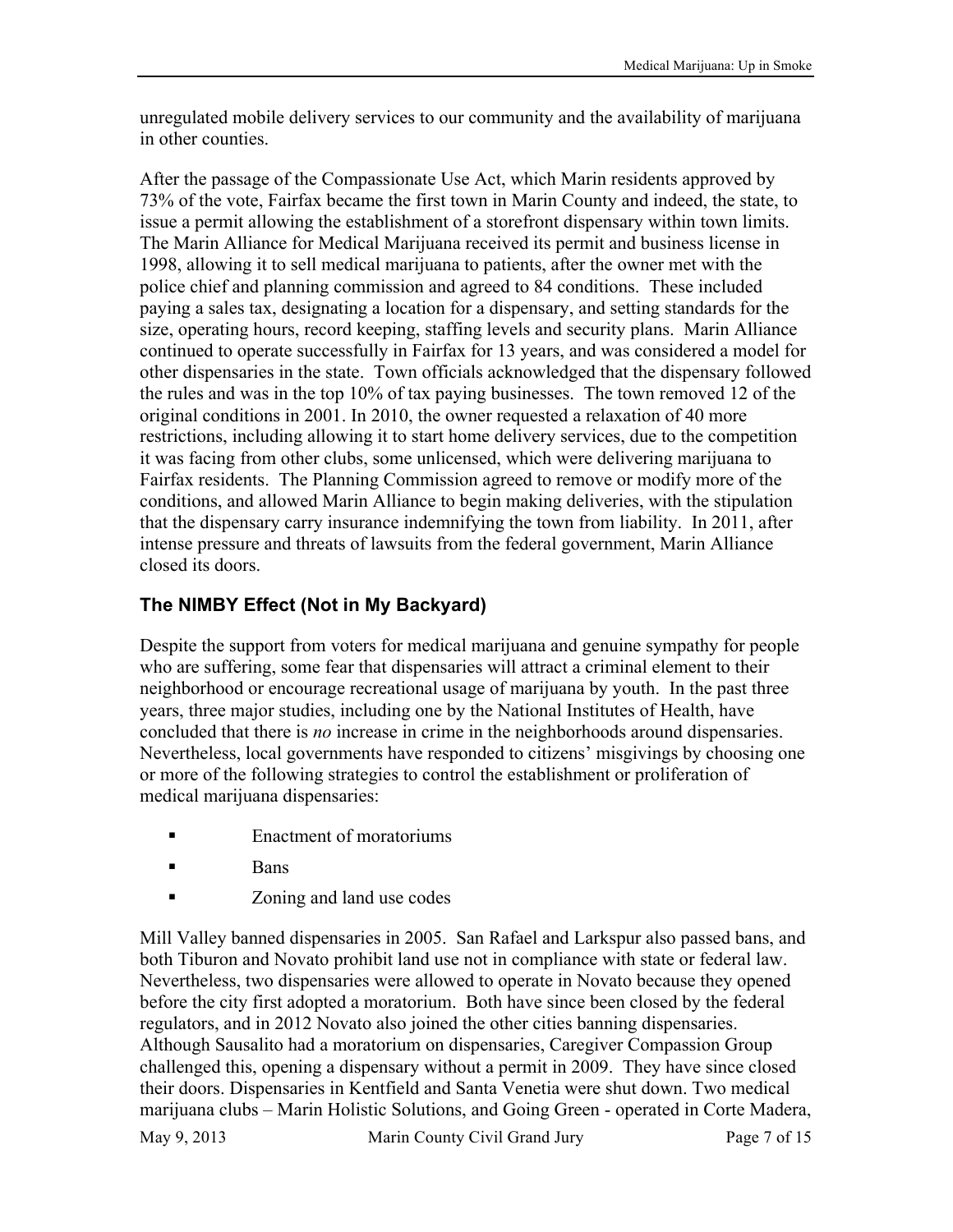unregulated mobile delivery services to our community and the availability of marijuana in other counties.

After the passage of the Compassionate Use Act, which Marin residents approved by 73% of the vote, Fairfax became the first town in Marin County and indeed, the state, to issue a permit allowing the establishment of a storefront dispensary within town limits. The Marin Alliance for Medical Marijuana received its permit and business license in 1998, allowing it to sell medical marijuana to patients, after the owner met with the police chief and planning commission and agreed to 84 conditions. These included paying a sales tax, designating a location for a dispensary, and setting standards for the size, operating hours, record keeping, staffing levels and security plans. Marin Alliance continued to operate successfully in Fairfax for 13 years, and was considered a model for other dispensaries in the state. Town officials acknowledged that the dispensary followed the rules and was in the top 10% of tax paying businesses. The town removed 12 of the original conditions in 2001. In 2010, the owner requested a relaxation of 40 more restrictions, including allowing it to start home delivery services, due to the competition it was facing from other clubs, some unlicensed, which were delivering marijuana to Fairfax residents. The Planning Commission agreed to remove or modify more of the conditions, and allowed Marin Alliance to begin making deliveries, with the stipulation that the dispensary carry insurance indemnifying the town from liability. In 2011, after intense pressure and threats of lawsuits from the federal government, Marin Alliance closed its doors.

### The NIMBY Effect (Not in My Backyard)

Despite the support from voters for medical marijuana and genuine sympathy for people who are suffering, some fear that dispensaries will attract a criminal element to their neighborhood or encourage recreational usage of marijuana by youth. In the past three years, three major studies, including one by the National Institutes of Health, have concluded that there is *no* increase in crime in the neighborhoods around dispensaries. Nevertheless, local governments have responded to citizens' misgivings by choosing one or more of the following strategies to control the establishment or proliferation of medical marijuana dispensaries:

- Enactment of moratoriums
- Bans
- Zoning and land use codes

Mill Valley banned dispensaries in 2005. San Rafael and Larkspur also passed bans, and both Tiburon and Novato prohibit land use not in compliance with state or federal law. Nevertheless, two dispensaries were allowed to operate in Novato because they opened before the city first adopted a moratorium. Both have since been closed by the federal regulators, and in 2012 Novato also joined the other cities banning dispensaries. Although Sausalito had a moratorium on dispensaries, Caregiver Compassion Group challenged this, opening a dispensary without a permit in 2009. They have since closed their doors. Dispensaries in Kentfield and Santa Venetia were shut down. Two medical marijuana clubs – Marin Holistic Solutions, and Going Green - operated in Corte Madera,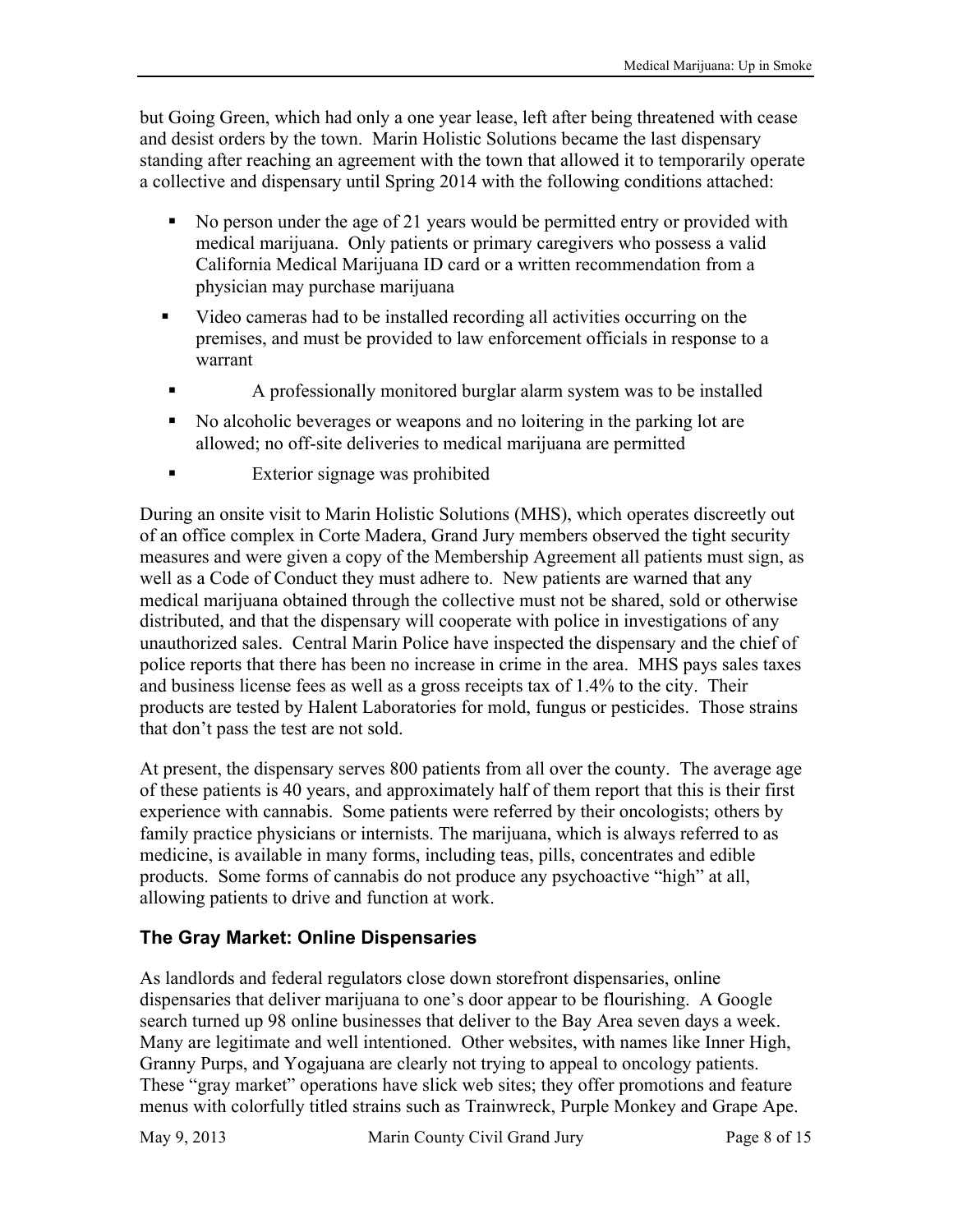but Going Green, which had only a one year lease, left after being threatened with cease and desist orders by the town. Marin Holistic Solutions became the last dispensary standing after reaching an agreement with the town that allowed it to temporarily operate a collective and dispensary until Spring 2014 with the following conditions attached:

- No person under the age of 21 years would be permitted entry or provided with medical marijuana. Only patients or primary caregivers who possess a valid California Medical Marijuana ID card or a written recommendation from a physician may purchase marijuana
- Video cameras had to be installed recording all activities occurring on the premises, and must be provided to law enforcement officials in response to a warrant
- A professionally monitored burglar alarm system was to be installed
- No alcoholic beverages or weapons and no loitering in the parking lot are allowed; no off-site deliveries to medical marijuana are permitted
- Exterior signage was prohibited

During an onsite visit to Marin Holistic Solutions (MHS), which operates discreetly out of an office complex in Corte Madera, Grand Jury members observed the tight security measures and were given a copy of the Membership Agreement all patients must sign, as well as a Code of Conduct they must adhere to. New patients are warned that any medical marijuana obtained through the collective must not be shared, sold or otherwise distributed, and that the dispensary will cooperate with police in investigations of any unauthorized sales. Central Marin Police have inspected the dispensary and the chief of police reports that there has been no increase in crime in the area. MHS pays sales taxes and business license fees as well as a gross receipts tax of 1.4% to the city. Their products are tested by Halent Laboratories for mold, fungus or pesticides. Those strains that don't pass the test are not sold.

At present, the dispensary serves 800 patients from all over the county. The average age of these patients is 40 years, and approximately half of them report that this is their first experience with cannabis. Some patients were referred by their oncologists; others by family practice physicians or internists. The marijuana, which is always referred to as medicine, is available in many forms, including teas, pills, concentrates and edible products. Some forms of cannabis do not produce any psychoactive "high" at all, allowing patients to drive and function at work.

## The Gray Market: Online Dispensaries

As landlords and federal regulators close down storefront dispensaries, online dispensaries that deliver marijuana to one's door appear to be flourishing. A Google search turned up 98 online businesses that deliver to the Bay Area seven days a week. Many are legitimate and well intentioned. Other websites, with names like Inner High, Granny Purps, and Yogajuana are clearly not trying to appeal to oncology patients. These "gray market" operations have slick web sites; they offer promotions and feature menus with colorfully titled strains such as Trainwreck, Purple Monkey and Grape Ape.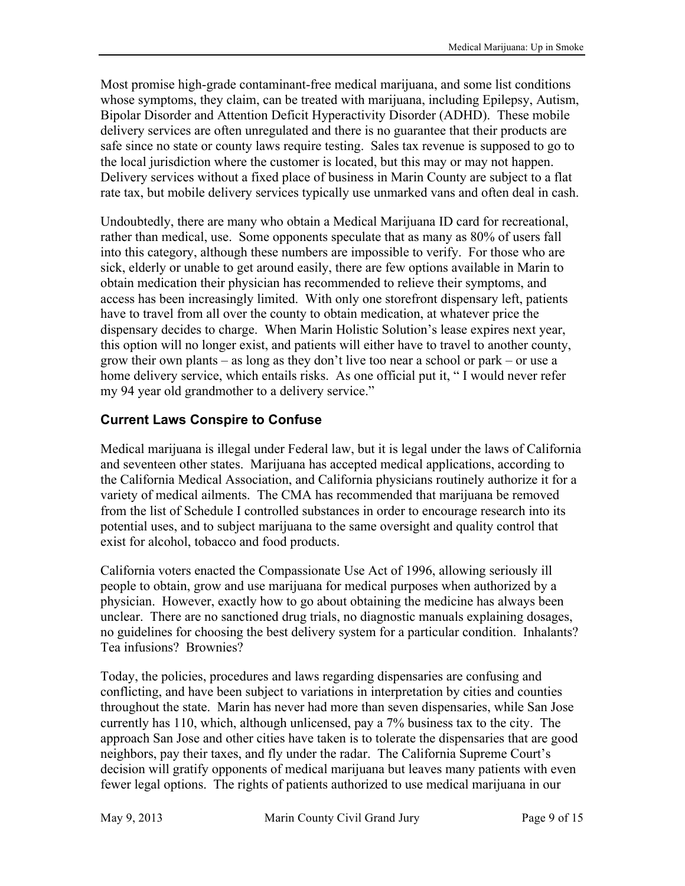Most promise high-grade contaminant-free medical marijuana, and some list conditions whose symptoms, they claim, can be treated with marijuana, including Epilepsy, Autism, Bipolar Disorder and Attention Deficit Hyperactivity Disorder (ADHD). These mobile delivery services are often unregulated and there is no guarantee that their products are safe since no state or county laws require testing. Sales tax revenue is supposed to go to the local jurisdiction where the customer is located, but this may or may not happen. Delivery services without a fixed place of business in Marin County are subject to a flat rate tax, but mobile delivery services typically use unmarked vans and often deal in cash.

Undoubtedly, there are many who obtain a Medical Marijuana ID card for recreational, rather than medical, use. Some opponents speculate that as many as 80% of users fall into this category, although these numbers are impossible to verify. For those who are sick, elderly or unable to get around easily, there are few options available in Marin to obtain medication their physician has recommended to relieve their symptoms, and access has been increasingly limited. With only one storefront dispensary left, patients have to travel from all over the county to obtain medication, at whatever price the dispensary decides to charge. When Marin Holistic Solution's lease expires next year, this option will no longer exist, and patients will either have to travel to another county, grow their own plants – as long as they don't live too near a school or park – or use a home delivery service, which entails risks. As one official put it, " I would never refer my 94 year old grandmother to a delivery service."

### Current Laws Conspire to Confuse

Medical marijuana is illegal under Federal law, but it is legal under the laws of California and seventeen other states. Marijuana has accepted medical applications, according to the California Medical Association, and California physicians routinely authorize it for a variety of medical ailments. The CMA has recommended that marijuana be removed from the list of Schedule I controlled substances in order to encourage research into its potential uses, and to subject marijuana to the same oversight and quality control that exist for alcohol, tobacco and food products.

California voters enacted the Compassionate Use Act of 1996, allowing seriously ill people to obtain, grow and use marijuana for medical purposes when authorized by a physician. However, exactly how to go about obtaining the medicine has always been unclear. There are no sanctioned drug trials, no diagnostic manuals explaining dosages, no guidelines for choosing the best delivery system for a particular condition. Inhalants? Tea infusions? Brownies?

Today, the policies, procedures and laws regarding dispensaries are confusing and conflicting, and have been subject to variations in interpretation by cities and counties throughout the state. Marin has never had more than seven dispensaries, while San Jose currently has 110, which, although unlicensed, pay a 7% business tax to the city. The approach San Jose and other cities have taken is to tolerate the dispensaries that are good neighbors, pay their taxes, and fly under the radar. The California Supreme Court's decision will gratify opponents of medical marijuana but leaves many patients with even fewer legal options. The rights of patients authorized to use medical marijuana in our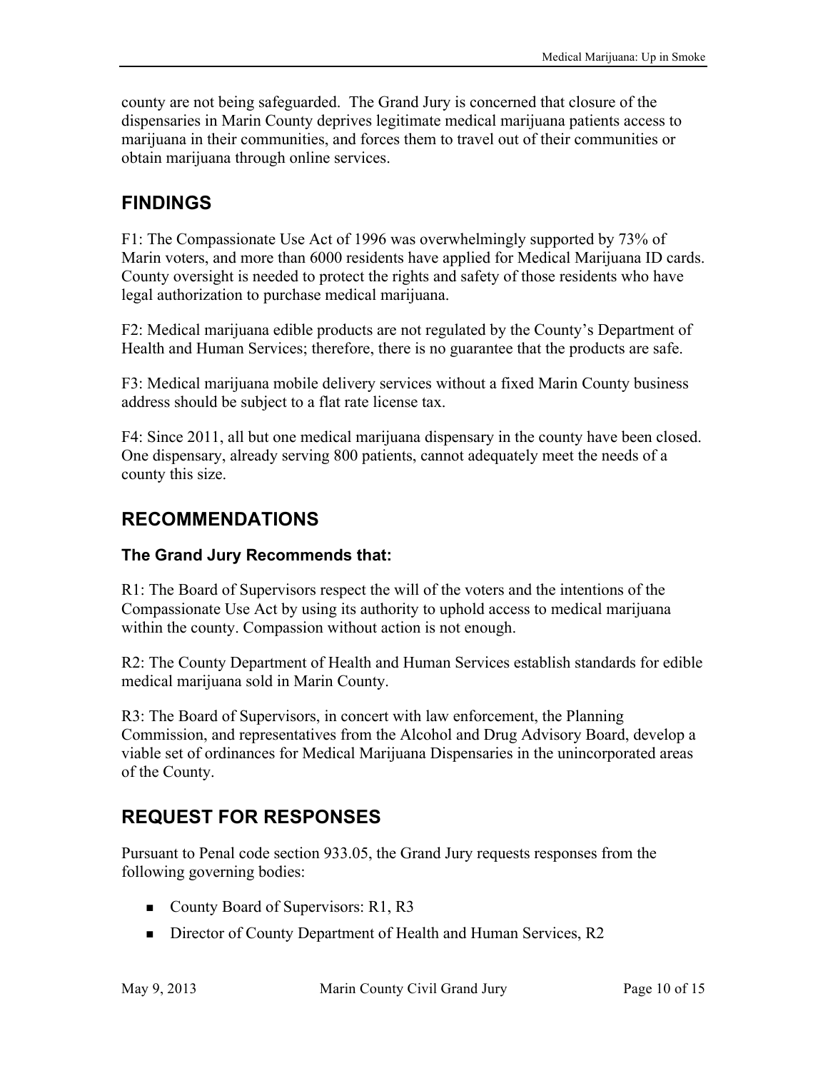county are not being safeguarded. The Grand Jury is concerned that closure of the dispensaries in Marin County deprives legitimate medical marijuana patients access to marijuana in their communities, and forces them to travel out of their communities or obtain marijuana through online services.

## FINDINGS

F1: The Compassionate Use Act of 1996 was overwhelmingly supported by 73% of Marin voters, and more than 6000 residents have applied for Medical Marijuana ID cards. County oversight is needed to protect the rights and safety of those residents who have legal authorization to purchase medical marijuana.

F2: Medical marijuana edible products are not regulated by the County's Department of Health and Human Services; therefore, there is no guarantee that the products are safe.

F3: Medical marijuana mobile delivery services without a fixed Marin County business address should be subject to a flat rate license tax.

F4: Since 2011, all but one medical marijuana dispensary in the county have been closed. One dispensary, already serving 800 patients, cannot adequately meet the needs of a county this size.

## RECOMMENDATIONS

### The Grand Jury Recommends that:

R1: The Board of Supervisors respect the will of the voters and the intentions of the Compassionate Use Act by using its authority to uphold access to medical marijuana within the county. Compassion without action is not enough.

R2: The County Department of Health and Human Services establish standards for edible medical marijuana sold in Marin County.

R3: The Board of Supervisors, in concert with law enforcement, the Planning Commission, and representatives from the Alcohol and Drug Advisory Board, develop a viable set of ordinances for Medical Marijuana Dispensaries in the unincorporated areas of the County.

## REQUEST FOR RESPONSES

Pursuant to Penal code section 933.05, the Grand Jury requests responses from the following governing bodies:

- County Board of Supervisors: R1, R3
- Director of County Department of Health and Human Services, R2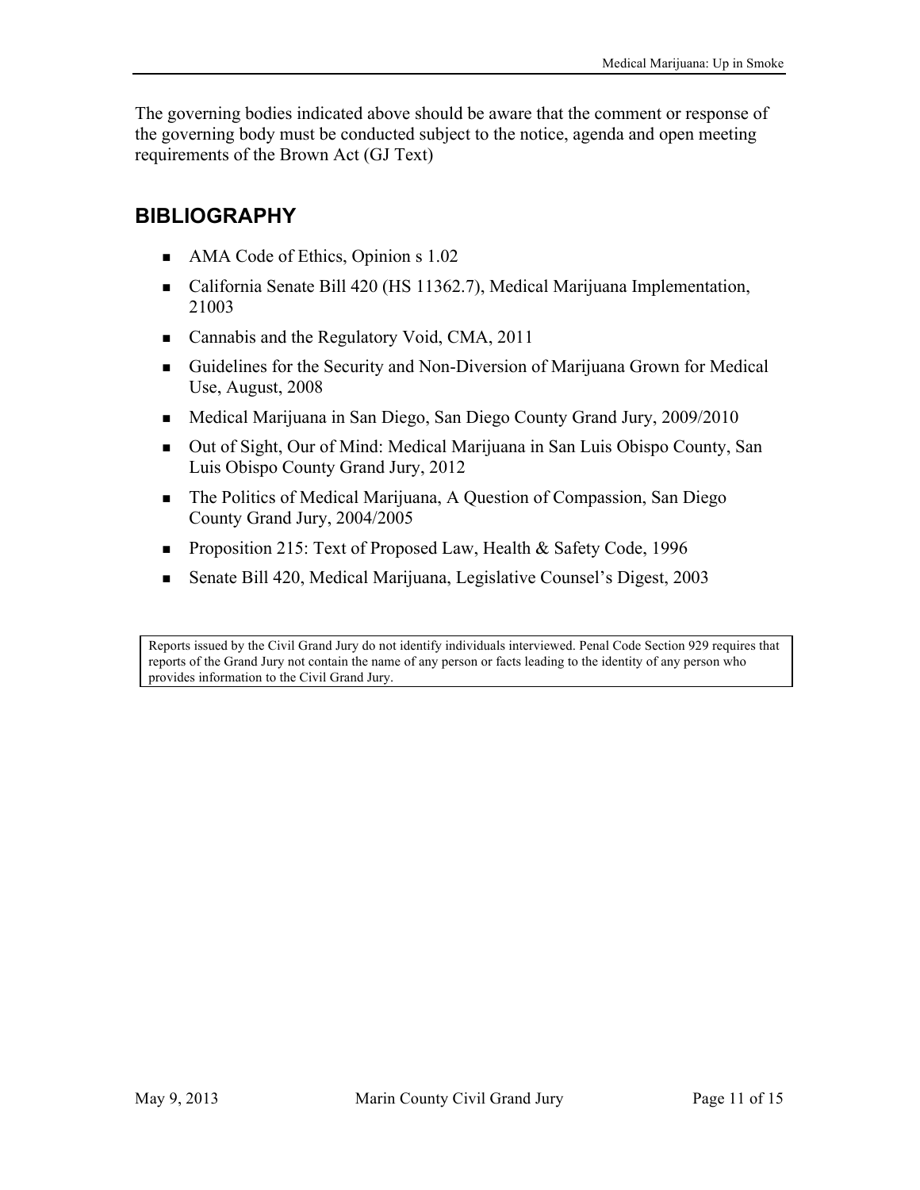The governing bodies indicated above should be aware that the comment or response of the governing body must be conducted subject to the notice, agenda and open meeting requirements of the Brown Act (GJ Text)

## BIBLIOGRAPHY

- AMA Code of Ethics, Opinion s 1.02
- California Senate Bill 420 (HS 11362.7), Medical Marijuana Implementation, 21003
- Cannabis and the Regulatory Void, CMA, 2011
- Guidelines for the Security and Non-Diversion of Marijuana Grown for Medical Use, August, 2008
- Medical Marijuana in San Diego, San Diego County Grand Jury, 2009/2010
- Out of Sight, Our of Mind: Medical Marijuana in San Luis Obispo County, San Luis Obispo County Grand Jury, 2012
- The Politics of Medical Marijuana, A Question of Compassion, San Diego County Grand Jury, 2004/2005
- Proposition 215: Text of Proposed Law, Health & Safety Code, 1996
- Senate Bill 420, Medical Marijuana, Legislative Counsel's Digest, 2003

Reports issued by the Civil Grand Jury do not identify individuals interviewed. Penal Code Section 929 requires that reports of the Grand Jury not contain the name of any person or facts leading to the identity of any person who provides information to the Civil Grand Jury.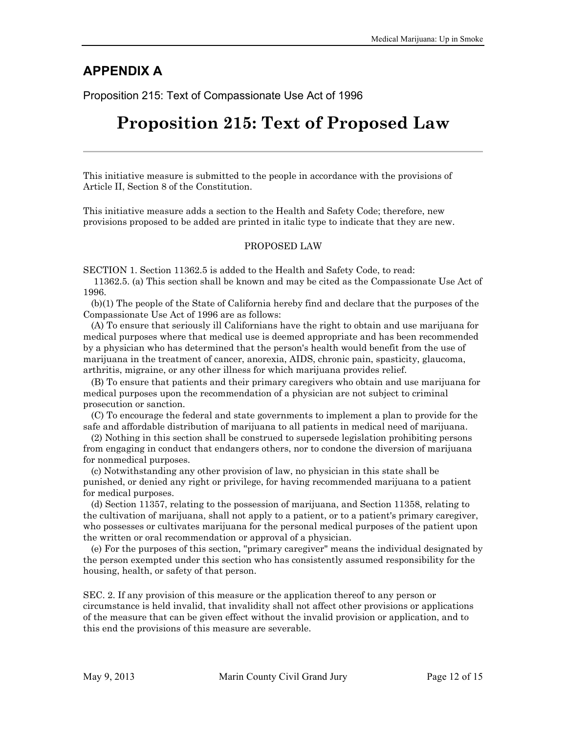## APPENDIX A

Proposition 215: Text of Compassionate Use Act of 1996

# Proposition 215: Text of Proposed Law

This initiative measure is submitted to the people in accordance with the provisions of Article II, Section 8 of the Constitution.

This initiative measure adds a section to the Health and Safety Code; therefore, new provisions proposed to be added are printed in italic type to indicate that they are new.

PROPOSED LAW

SECTION 1. Section 11362.5 is added to the Health and Safety Code, to read:

11362.5. (a) This section shall be known and may be cited as the Compassionate Use Act of 1996.

(b)(1) The people of the State of California hereby find and declare that the purposes of the Compassionate Use Act of 1996 are as follows:

(A) To ensure that seriously ill Californians have the right to obtain and use marijuana for medical purposes where that medical use is deemed appropriate and has been recommended by a physician who has determined that the person's health would benefit from the use of marijuana in the treatment of cancer, anorexia, AIDS, chronic pain, spasticity, glaucoma, arthritis, migraine, or any other illness for which marijuana provides relief.

(B) To ensure that patients and their primary caregivers who obtain and use marijuana for medical purposes upon the recommendation of a physician are not subject to criminal prosecution or sanction.

(C) To encourage the federal and state governments to implement a plan to provide for the safe and affordable distribution of marijuana to all patients in medical need of marijuana.

(2) Nothing in this section shall be construed to supersede legislation prohibiting persons from engaging in conduct that endangers others, nor to condone the diversion of marijuana for nonmedical purposes.

(c) Notwithstanding any other provision of law, no physician in this state shall be punished, or denied any right or privilege, for having recommended marijuana to a patient for medical purposes.

(d) Section 11357, relating to the possession of marijuana, and Section 11358, relating to the cultivation of marijuana, shall not apply to a patient, or to a patient's primary caregiver, who possesses or cultivates marijuana for the personal medical purposes of the patient upon the written or oral recommendation or approval of a physician.

(e) For the purposes of this section, "primary caregiver" means the individual designated by the person exempted under this section who has consistently assumed responsibility for the housing, health, or safety of that person.

SEC. 2. If any provision of this measure or the application thereof to any person or circumstance is held invalid, that invalidity shall not affect other provisions or applications of the measure that can be given effect without the invalid provision or application, and to this end the provisions of this measure are severable.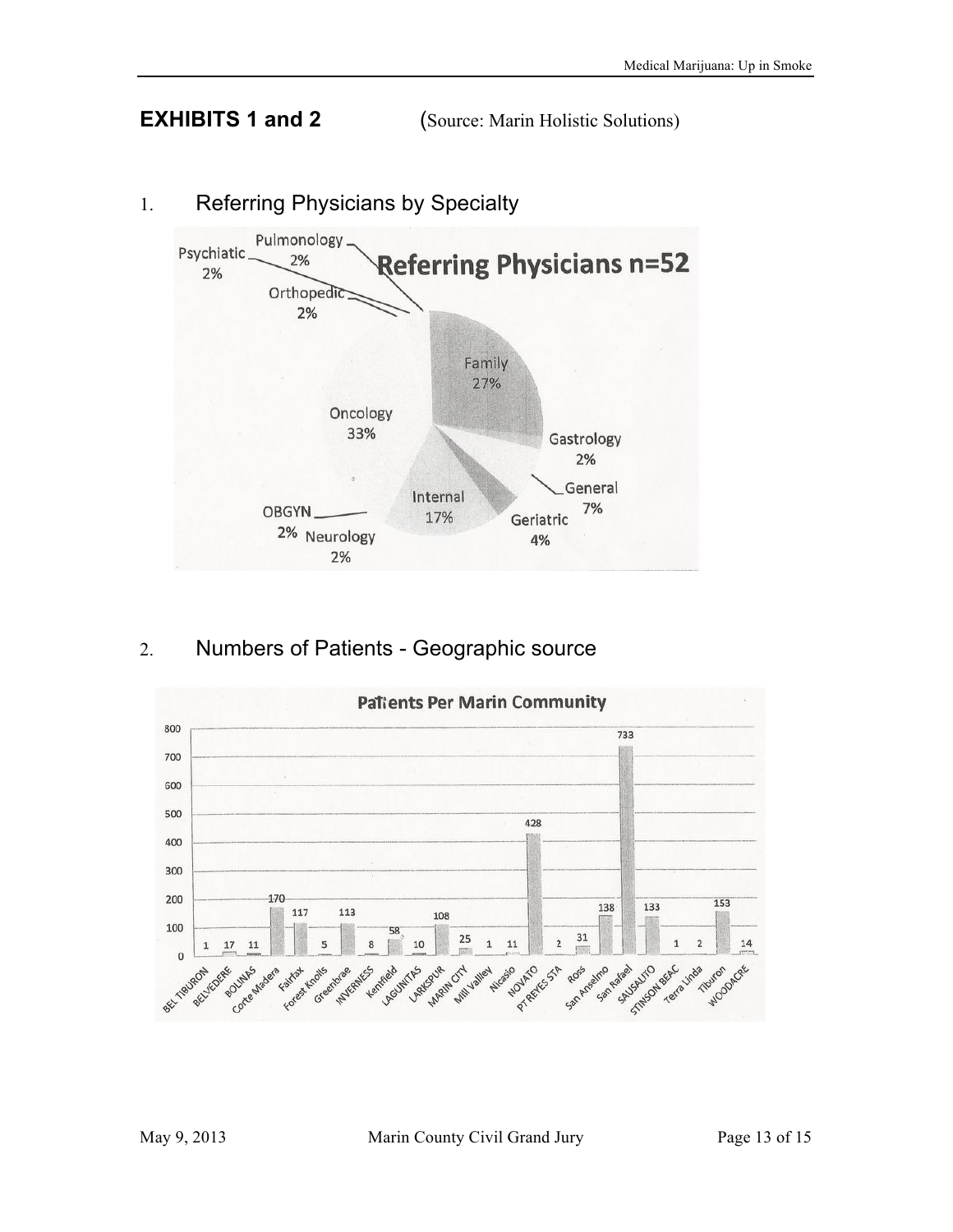**EXHIBITS 1 and 2** (Source: Marin Holistic Solutions)

1. Referring Physicians by Specialty

**Referring Physicians n=52**

| Specialty | Percentage |
|---|---|
| Family | 27% |
| Gastrology | 2% |
| General | 7% |
| Geriatric | 4% |
| Internal | 17% |
| Neurology | 2% |
| OBGYN | 2% |
| Oncology | 33% |
| Orthopedic | 2% |
| Psychiatic | 2% |
| Pulmonology | 2% |

2. Numbers of Patients - Geographic source

**Patients Per Marin Community**

| Community | Patients |
|---|---|
| BEL TIBURON | 1 |
| BELVEDERE | 17 |
| BOLINAS | 11 |
| Corte Madera | 170 |
| Fairfax | 117 |
| Forest Knolls | 5 |
| Greenbrae | 113 |
| INVERNESS | 8 |
| Kentfield | 58 |
| LAGUNITAS | 10 |
| LARKSPUR | 108 |
| MARIN CITY | 25 |
| Mill Valley | 1 |
| Nicasio | 11 |
| NOVATO | 428 |
| PT REYES STA | 2 |
| Ross | 31 |
| San Anselmo | 138 |
| San Rafael | 733 |
| SAUSALITO | 133 |
| STINSON BEAC | 1 |
| Terra Linda | 2 |
| Tiburon | 153 |
| WOODACRE | 14 |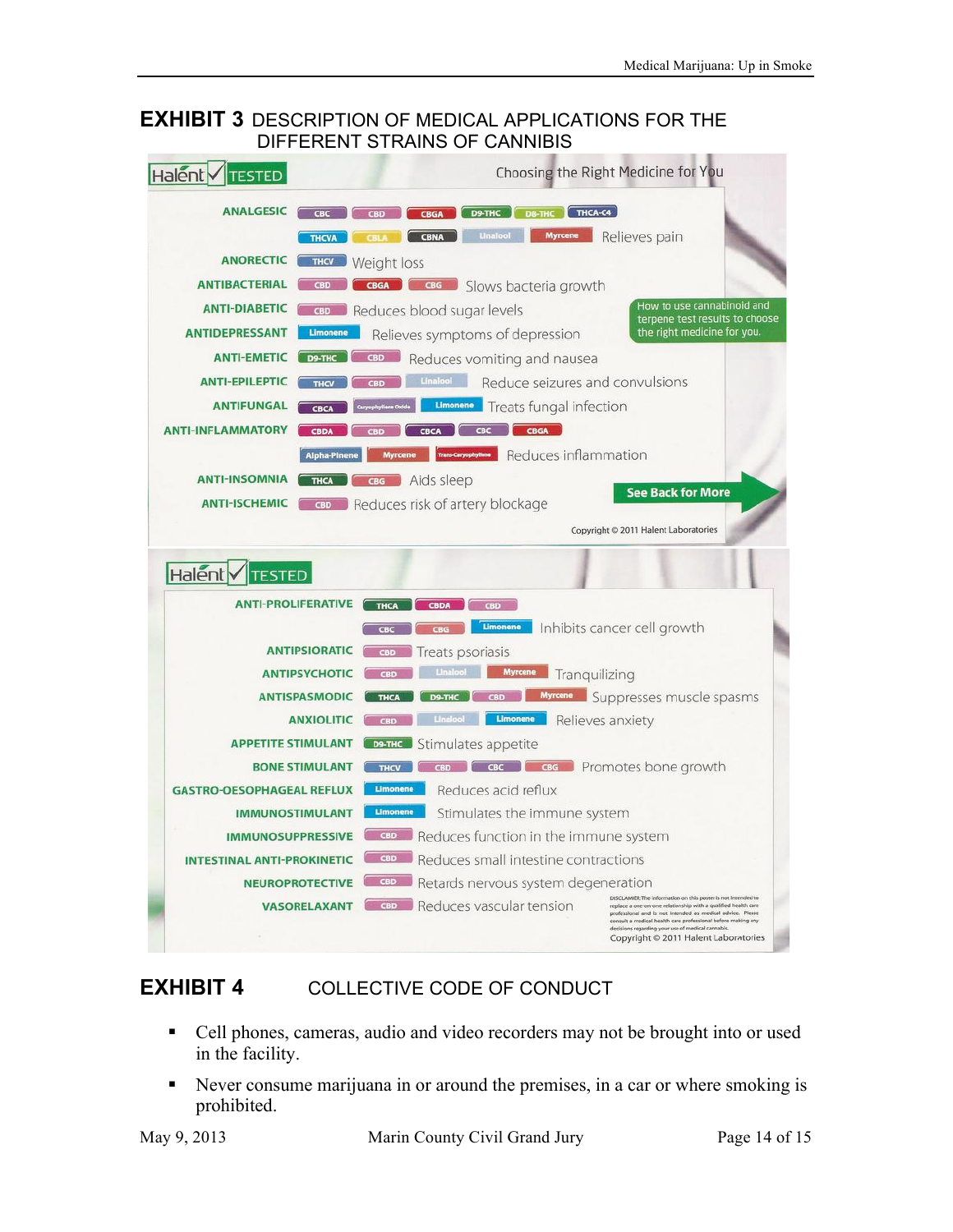# EXHIBIT 3 DESCRIPTION OF MEDICAL APPLICATIONS FOR THE DIFFERENT STRAINS OF CANNIBIS

Halent TESTED

Choosing the Right Medicine for You

| Application | Cannabinoids/Terpenes | Description |
|---|---|---|
| ANALGESIC | CBC, CBD, CBGA, D9-THC, D8-THC, THCA-C4, THCVA, CBLA, CBNA, Linalool, Myrcene | Relieves pain |
| ANORECTIC | THCV | Weight loss |
| ANTIBACTERIAL | CBD, CBGA, CBG | Slows bacteria growth |
| ANTI-DIABETIC | CBD | Reduces blood sugar levels |
| ANTIDEPRESSANT | Limonene | Relieves symptoms of depression |
| ANTI-EMETIC | D9-THC, CBD | Reduces vomiting and nausea |
| ANTI-EPILEPTIC | THCV, CBD, Linalool | Reduce seizures and convulsions |
| ANTIFUNGAL | CBCA, Caryophyllene Oxide, Limonene | Treats fungal infection |
| ANTI-INFLAMMATORY | CBDA, CBD, CBCA, CBC, CBGA, Alpha-Pinene, Myrcene, Trans-Caryophyllene | Reduces inflammation |
| ANTI-INSOMNIA | THCA, CBG | Aids sleep |
| ANTI-ISCHEMIC | CBD | Reduces risk of artery blockage |

How to use cannabinoid and terpene test results to choose the right medicine for you.

See Back for More

Copyright © 2011 Halent Laboratories

Halent TESTED

| Application | Cannabinoids/Terpenes | Description |
|---|---|---|
| ANTI-PROLIFERATIVE | THCA, CBDA, CBD, CBC, CBG, Limonene | Inhibits cancer cell growth |
| ANTIPSIORATIC | CBD | Treats psoriasis |
| ANTIPSYCHOTIC | CBD, Linalool, Myrcene | Tranquilizing |
| ANTISPASMODIC | THCA, D9-THC, CBD, Myrcene | Suppresses muscle spasms |
| ANXIOLITIC | CBD, Linalool, Limonene | Relieves anxiety |
| APPETITE STIMULANT | D9-THC | Stimulates appetite |
| BONE STIMULANT | THCV, CBD, CBC, CBG | Promotes bone growth |
| GASTRO-OESOPHAGEAL REFLUX | Limonene | Reduces acid reflux |
| IMMUNOSTIMULANT | Limonene | Stimulates the immune system |
| IMMUNOSUPPRESSIVE | CBD | Reduces function in the immune system |
| INTESTINAL ANTI-PROKINETIC | CBD | Reduces small intestine contractions |
| NEUROPROTECTIVE | CBD | Retards nervous system degeneration |
| VASORELAXANT | CBD | Reduces vascular tension |

DISCLAIMER: The information on this poster is not intended to replace a one-on-one relationship with a qualified health care professional and is not intended as medical advice. Please consult a medical health care professional before making any decisions regarding your use of medical cannabis.

Copyright © 2011 Halent Laboratories

# EXHIBIT 4 COLLECTIVE CODE OF CONDUCT

- Cell phones, cameras, audio and video recorders may not be brought into or used in the facility.
- Never consume marijuana in or around the premises, in a car or where smoking is prohibited.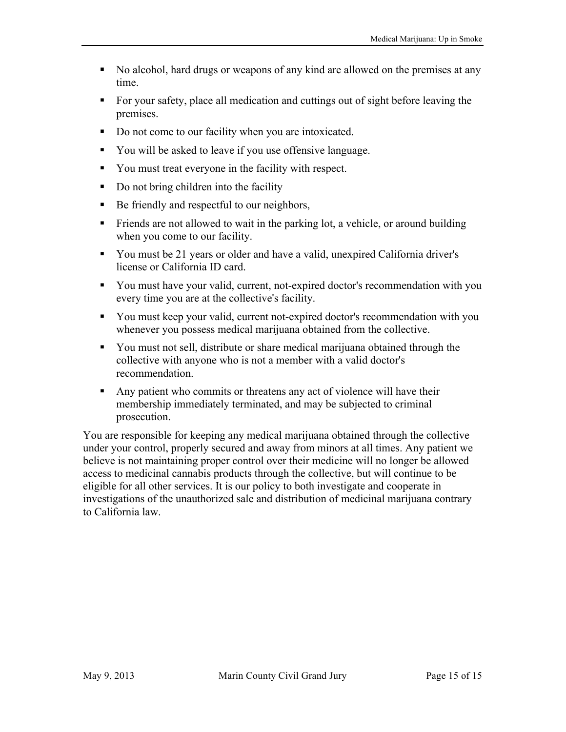- No alcohol, hard drugs or weapons of any kind are allowed on the premises at any time.
- For your safety, place all medication and cuttings out of sight before leaving the premises.
- Do not come to our facility when you are intoxicated.
- You will be asked to leave if you use offensive language.
- You must treat everyone in the facility with respect.
- Do not bring children into the facility
- Be friendly and respectful to our neighbors,
- Friends are not allowed to wait in the parking lot, a vehicle, or around building when you come to our facility.
- You must be 21 years or older and have a valid, unexpired California driver's license or California ID card.
- You must have your valid, current, not-expired doctor's recommendation with you every time you are at the collective's facility.
- You must keep your valid, current not-expired doctor's recommendation with you whenever you possess medical marijuana obtained from the collective.
- You must not sell, distribute or share medical marijuana obtained through the collective with anyone who is not a member with a valid doctor's recommendation.
- Any patient who commits or threatens any act of violence will have their membership immediately terminated, and may be subjected to criminal prosecution.

You are responsible for keeping any medical marijuana obtained through the collective under your control, properly secured and away from minors at all times. Any patient we believe is not maintaining proper control over their medicine will no longer be allowed access to medicinal cannabis products through the collective, but will continue to be eligible for all other services. It is our policy to both investigate and cooperate in investigations of the unauthorized sale and distribution of medicinal marijuana contrary to California law.